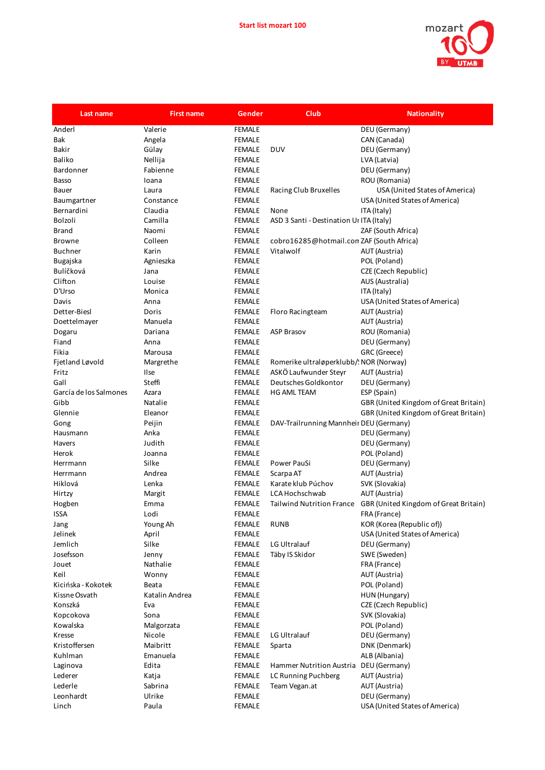**Start list mozart 100**

| Last name | First name | Gender | Club | Nationality |
|---|---|---|---|---|
| Anderl | Valerie | FEMALE | | DEU (Germany) |
| Bak | Angela | FEMALE | | CAN (Canada) |
| Bakir | Gülay | FEMALE | DUV | DEU (Germany) |
| Baliko | Nellija | FEMALE | | LVA (Latvia) |
| Bardonner | Fabienne | FEMALE | | DEU (Germany) |
| Basso | Ioana | FEMALE | | ROU (Romania) |
| Bauer | Laura | FEMALE | Racing Club Bruxelles | USA (United States of America) |
| Baumgartner | Constance | FEMALE | | USA (United States of America) |
| Bernardini | Claudia | FEMALE | None | ITA (Italy) |
| Bolzoli | Camilla | FEMALE | ASD 3 Santi - Destination Ur | ITA (Italy) |
| Brand | Naomi | FEMALE | | ZAF (South Africa) |
| Browne | Colleen | FEMALE | cobro16285@hotmail.con | ZAF (South Africa) |
| Buchner | Karin | FEMALE | Vitalwolf | AUT (Austria) |
| Bugajska | Agnieszka | FEMALE | | POL (Poland) |
| Bulíčková | Jana | FEMALE | | CZE (Czech Republic) |
| Clifton | Louise | FEMALE | | AUS (Australia) |
| D'Urso | Monica | FEMALE | | ITA (Italy) |
| Davis | Anna | FEMALE | | USA (United States of America) |
| Detter-Biesl | Doris | FEMALE | Floro Racingteam | AUT (Austria) |
| Doettelmayer | Manuela | FEMALE | | AUT (Austria) |
| Dogaru | Dariana | FEMALE | ASP Brasov | ROU (Romania) |
| Fiand | Anna | FEMALE | | DEU (Germany) |
| Fikia | Marousa | FEMALE | | GRC (Greece) |
| Fjetland Løvold | Margrethe | FEMALE | Romerike ultraløperklubb/ | NOR (Norway) |
| Fritz | Ilse | FEMALE | ASKÖ Laufwunder Steyr | AUT (Austria) |
| Gall | Steffi | FEMALE | Deutsches Goldkontor | DEU (Germany) |
| García de los Salmones | Azara | FEMALE | HG AML TEAM | ESP (Spain) |
| Gibb | Natalie | FEMALE | | GBR (United Kingdom of Great Britain) |
| Glennie | Eleanor | FEMALE | | GBR (United Kingdom of Great Britain) |
| Gong | Peijin | FEMALE | DAV-Trailrunning Mannheir | DEU (Germany) |
| Hausmann | Anka | FEMALE | | DEU (Germany) |
| Havers | Judith | FEMALE | | DEU (Germany) |
| Herok | Joanna | FEMALE | | POL (Poland) |
| Herrmann | Silke | FEMALE | Power PauSi | DEU (Germany) |
| Herrmann | Andrea | FEMALE | Scarpa AT | AUT (Austria) |
| Hiklová | Lenka | FEMALE | Karate klub Púchov | SVK (Slovakia) |
| Hirtzy | Margit | FEMALE | LCA Hochschwab | AUT (Austria) |
| Hogben | Emma | FEMALE | Tailwind Nutrition France | GBR (United Kingdom of Great Britain) |
| ISSA | Lodi | FEMALE | | FRA (France) |
| Jang | Young Ah | FEMALE | RUNB | KOR (Korea (Republic of)) |
| Jelinek | April | FEMALE | | USA (United States of America) |
| Jemlich | Silke | FEMALE | LG Ultralauf | DEU (Germany) |
| Josefsson | Jenny | FEMALE | Täby IS Skidor | SWE (Sweden) |
| Jouet | Nathalie | FEMALE | | FRA (France) |
| Keil | Wonny | FEMALE | | AUT (Austria) |
| Kicińska - Kokotek | Beata | FEMALE | | POL (Poland) |
| Kissne Osvath | Katalin Andrea | FEMALE | | HUN (Hungary) |
| Konszká | Eva | FEMALE | | CZE (Czech Republic) |
| Kopcokova | Sona | FEMALE | | SVK (Slovakia) |
| Kowalska | Malgorzata | FEMALE | | POL (Poland) |
| Kresse | Nicole | FEMALE | LG Ultralauf | DEU (Germany) |
| Kristoffersen | Maibritt | FEMALE | Sparta | DNK (Denmark) |
| Kuhlman | Emanuela | FEMALE | | ALB (Albania) |
| Laginova | Edita | FEMALE | Hammer Nutrition Austria | DEU (Germany) |
| Lederer | Katja | FEMALE | LC Running Puchberg | AUT (Austria) |
| Lederle | Sabrina | FEMALE | Team Vegan.at | AUT (Austria) |
| Leonhardt | Ulrike | FEMALE | | DEU (Germany) |
| Linch | Paula | FEMALE | | USA (United States of America) |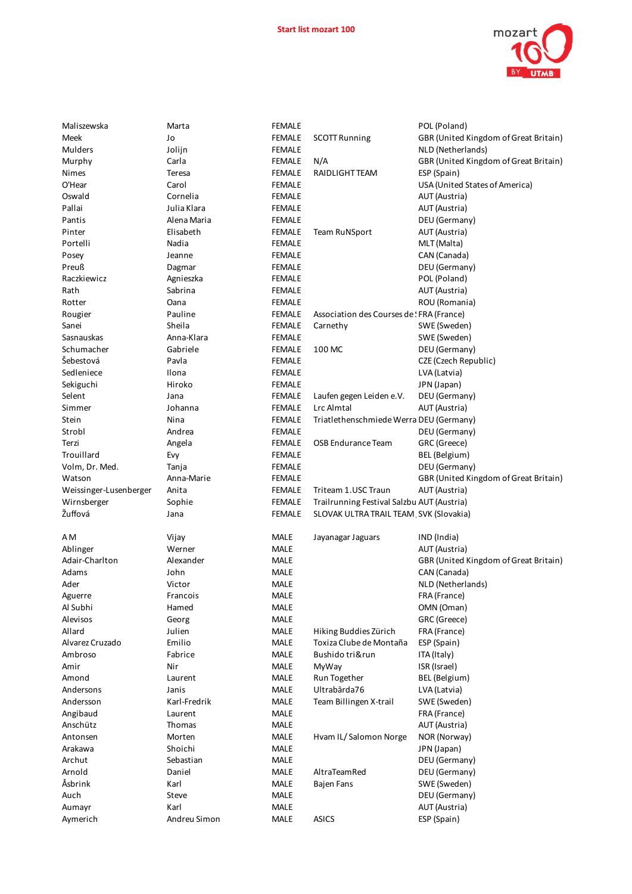Start list mozart 100

| | | | | |
|---|---|---|---|---|
| Maliszewska | Marta | FEMALE | | POL (Poland) |
| Meek | Jo | FEMALE | SCOTT Running | GBR (United Kingdom of Great Britain) |
| Mulders | Jolijn | FEMALE | | NLD (Netherlands) |
| Murphy | Carla | FEMALE | N/A | GBR (United Kingdom of Great Britain) |
| Nimes | Teresa | FEMALE | RAIDLIGHT TEAM | ESP (Spain) |
| O'Hear | Carol | FEMALE | | USA (United States of America) |
| Oswald | Cornelia | FEMALE | | AUT (Austria) |
| Pallai | Julia Klara | FEMALE | | AUT (Austria) |
| Pantis | Alena Maria | FEMALE | | DEU (Germany) |
| Pinter | Elisabeth | FEMALE | Team RuNSport | AUT (Austria) |
| Portelli | Nadia | FEMALE | | MLT (Malta) |
| Posey | Jeanne | FEMALE | | CAN (Canada) |
| Preuß | Dagmar | FEMALE | | DEU (Germany) |
| Raczkiewicz | Agnieszka | FEMALE | | POL (Poland) |
| Rath | Sabrina | FEMALE | | AUT (Austria) |
| Rotter | Oana | FEMALE | | ROU (Romania) |
| Rougier | Pauline | FEMALE | Association des Courses de | FRA (France) |
| Sanei | Sheila | FEMALE | Carnethy | SWE (Sweden) |
| Sasnauskas | Anna-Klara | FEMALE | | SWE (Sweden) |
| Schumacher | Gabriele | FEMALE | 100 MC | DEU (Germany) |
| Šebestová | Pavla | FEMALE | | CZE (Czech Republic) |
| Sedleniece | Ilona | FEMALE | | LVA (Latvia) |
| Sekiguchi | Hiroko | FEMALE | | JPN (Japan) |
| Selent | Jana | FEMALE | Laufen gegen Leiden e.V. | DEU (Germany) |
| Simmer | Johanna | FEMALE | Lrc Almtal | AUT (Austria) |
| Stein | Nina | FEMALE | Triathletenschmiede Werra | DEU (Germany) |
| Strobl | Andrea | FEMALE | | DEU (Germany) |
| Terzi | Angela | FEMALE | OSB Endurance Team | GRC (Greece) |
| Trouillard | Evy | FEMALE | | BEL (Belgium) |
| Volm, Dr. Med. | Tanja | FEMALE | | DEU (Germany) |
| Watson | Anna-Marie | FEMALE | | GBR (United Kingdom of Great Britain) |
| Weissinger-Lusenberger | Anita | FEMALE | Triteam 1.USC Traun | AUT (Austria) |
| Wirnsberger | Sophie | FEMALE | Trailrunning Festival Salzbu | AUT (Austria) |
| Žuffová | Jana | FEMALE | SLOVAK ULTRA TRAIL TEAM | SVK (Slovakia) |
| | | | | |
| A M | Vijay | MALE | Jayanagar Jaguars | IND (India) |
| Ablinger | Werner | MALE | | AUT (Austria) |
| Adair-Charlton | Alexander | MALE | | GBR (United Kingdom of Great Britain) |
| Adams | John | MALE | | CAN (Canada) |
| Ader | Victor | MALE | | NLD (Netherlands) |
| Aguerre | Francois | MALE | | FRA (France) |
| Al Subhi | Hamed | MALE | | OMN (Oman) |
| Alevisos | Georg | MALE | | GRC (Greece) |
| Allard | Julien | MALE | Hiking Buddies Zürich | FRA (France) |
| Alvarez Cruzado | Emilio | MALE | Toxiza Clube de Montaña | ESP (Spain) |
| Ambroso | Fabrice | MALE | Bushido tri&run | ITA (Italy) |
| Amir | Nir | MALE | MyWay | ISR (Israel) |
| Amond | Laurent | MALE | Run Together | BEL (Belgium) |
| Andersons | Janis | MALE | Ultrabārda76 | LVA (Latvia) |
| Andersson | Karl-Fredrik | MALE | Team Billingen X-trail | SWE (Sweden) |
| Angibaud | Laurent | MALE | | FRA (France) |
| Anschütz | Thomas | MALE | | AUT (Austria) |
| Antonsen | Morten | MALE | Hvam IL/ Salomon Norge | NOR (Norway) |
| Arakawa | Shoichi | MALE | | JPN (Japan) |
| Archut | Sebastian | MALE | | DEU (Germany) |
| Arnold | Daniel | MALE | AltraTeamRed | DEU (Germany) |
| Åsbrink | Karl | MALE | Bajen Fans | SWE (Sweden) |
| Auch | Steve | MALE | | DEU (Germany) |
| Aumayr | Karl | MALE | | AUT (Austria) |
| Aymerich | Andreu Simon | MALE | ASICS | ESP (Spain) |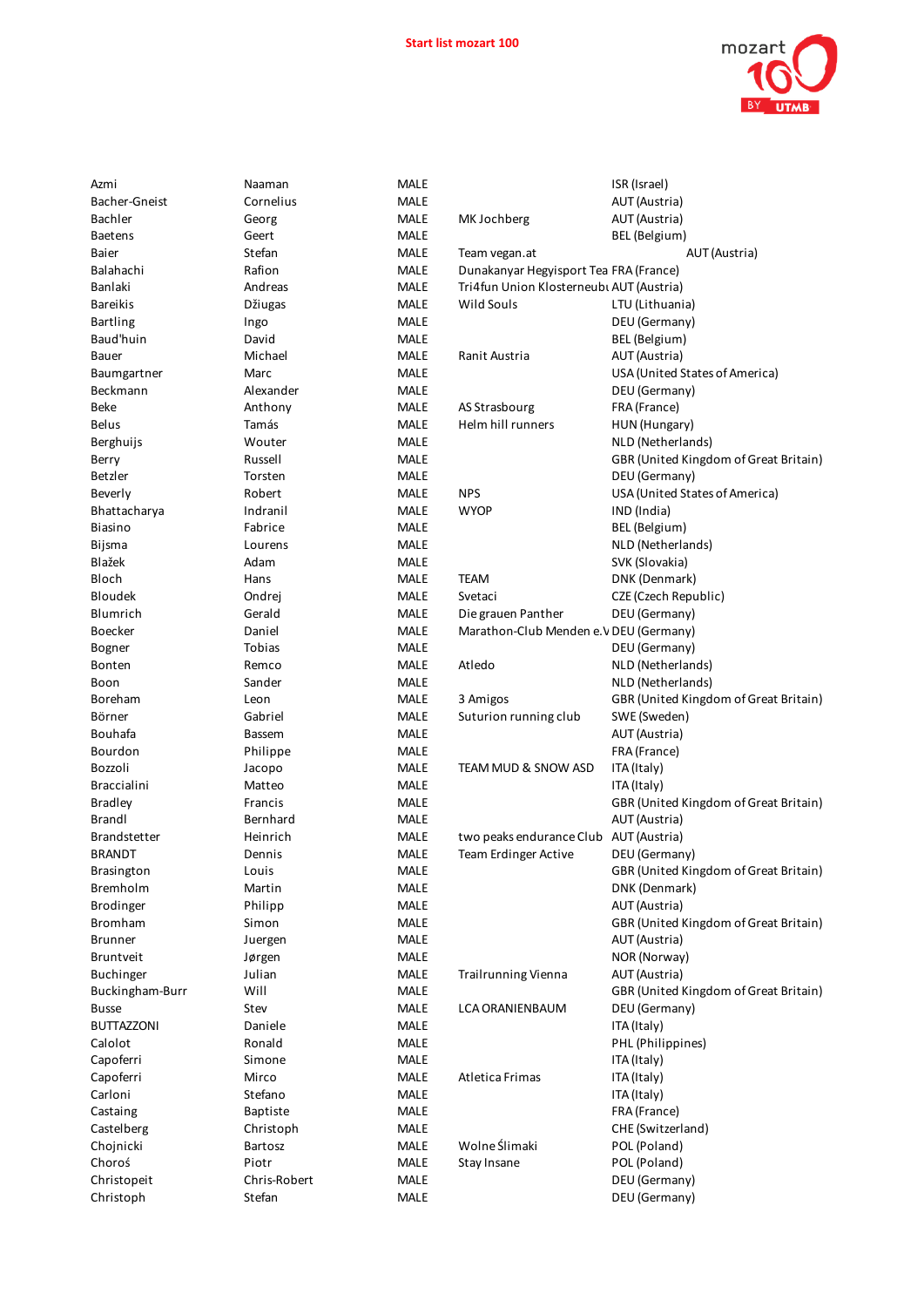**Start list mozart 100**

| | | | | |
|---|---|---|---|---|
| Azmi | Naaman | MALE | | ISR (Israel) |
| Bacher-Gneist | Cornelius | MALE | | AUT (Austria) |
| Bachler | Georg | MALE | MK Jochberg | AUT (Austria) |
| Baetens | Geert | MALE | | BEL (Belgium) |
| Baier | Stefan | MALE | Team vegan.at | AUT (Austria) |
| Balahachi | Rafion | MALE | Dunakanyar Hegyisport Tea | FRA (France) |
| Banlaki | Andreas | MALE | Tri4fun Union Klosterneubu | AUT (Austria) |
| Bareikis | Džiugas | MALE | Wild Souls | LTU (Lithuania) |
| Bartling | Ingo | MALE | | DEU (Germany) |
| Baud'huin | David | MALE | | BEL (Belgium) |
| Bauer | Michael | MALE | Ranit Austria | AUT (Austria) |
| Baumgartner | Marc | MALE | | USA (United States of America) |
| Beckmann | Alexander | MALE | | DEU (Germany) |
| Beke | Anthony | MALE | AS Strasbourg | FRA (France) |
| Belus | Tamás | MALE | Helm hill runners | HUN (Hungary) |
| Berghuijs | Wouter | MALE | | NLD (Netherlands) |
| Berry | Russell | MALE | | GBR (United Kingdom of Great Britain) |
| Betzler | Torsten | MALE | | DEU (Germany) |
| Beverly | Robert | MALE | NPS | USA (United States of America) |
| Bhattacharya | Indranil | MALE | WYOP | IND (India) |
| Biasino | Fabrice | MALE | | BEL (Belgium) |
| Bijsma | Lourens | MALE | | NLD (Netherlands) |
| Blažek | Adam | MALE | | SVK (Slovakia) |
| Bloch | Hans | MALE | TEAM | DNK (Denmark) |
| Bloudek | Ondrej | MALE | Svetaci | CZE (Czech Republic) |
| Blumrich | Gerald | MALE | Die grauen Panther | DEU (Germany) |
| Boecker | Daniel | MALE | Marathon-Club Menden e.V | DEU (Germany) |
| Bogner | Tobias | MALE | | DEU (Germany) |
| Bonten | Remco | MALE | Atledo | NLD (Netherlands) |
| Boon | Sander | MALE | | NLD (Netherlands) |
| Boreham | Leon | MALE | 3 Amigos | GBR (United Kingdom of Great Britain) |
| Börner | Gabriel | MALE | Suturion running club | SWE (Sweden) |
| Bouhafa | Bassem | MALE | | AUT (Austria) |
| Bourdon | Philippe | MALE | | FRA (France) |
| Bozzoli | Jacopo | MALE | TEAM MUD & SNOW ASD | ITA (Italy) |
| Braccialini | Matteo | MALE | | ITA (Italy) |
| Bradley | Francis | MALE | | GBR (United Kingdom of Great Britain) |
| Brandl | Bernhard | MALE | | AUT (Austria) |
| Brandstetter | Heinrich | MALE | two peaks endurance Club | AUT (Austria) |
| BRANDT | Dennis | MALE | Team Erdinger Active | DEU (Germany) |
| Brasington | Louis | MALE | | GBR (United Kingdom of Great Britain) |
| Bremholm | Martin | MALE | | DNK (Denmark) |
| Brodinger | Philipp | MALE | | AUT (Austria) |
| Bromham | Simon | MALE | | GBR (United Kingdom of Great Britain) |
| Brunner | Juergen | MALE | | AUT (Austria) |
| Bruntveit | Jørgen | MALE | | NOR (Norway) |
| Buchinger | Julian | MALE | Trailrunning Vienna | AUT (Austria) |
| Buckingham-Burr | Will | MALE | | GBR (United Kingdom of Great Britain) |
| Busse | Stev | MALE | LCA ORANIENBAUM | DEU (Germany) |
| BUTTAZZONI | Daniele | MALE | | ITA (Italy) |
| Calolot | Ronald | MALE | | PHL (Philippines) |
| Capoferri | Simone | MALE | | ITA (Italy) |
| Capoferri | Mirco | MALE | Atletica Frimas | ITA (Italy) |
| Carloni | Stefano | MALE | | ITA (Italy) |
| Castaing | Baptiste | MALE | | FRA (France) |
| Castelberg | Christoph | MALE | | CHE (Switzerland) |
| Chojnicki | Bartosz | MALE | Wolne Ślimaki | POL (Poland) |
| Choroś | Piotr | MALE | Stay Insane | POL (Poland) |
| Christopeit | Chris-Robert | MALE | | DEU (Germany) |
| Christoph | Stefan | MALE | | DEU (Germany) |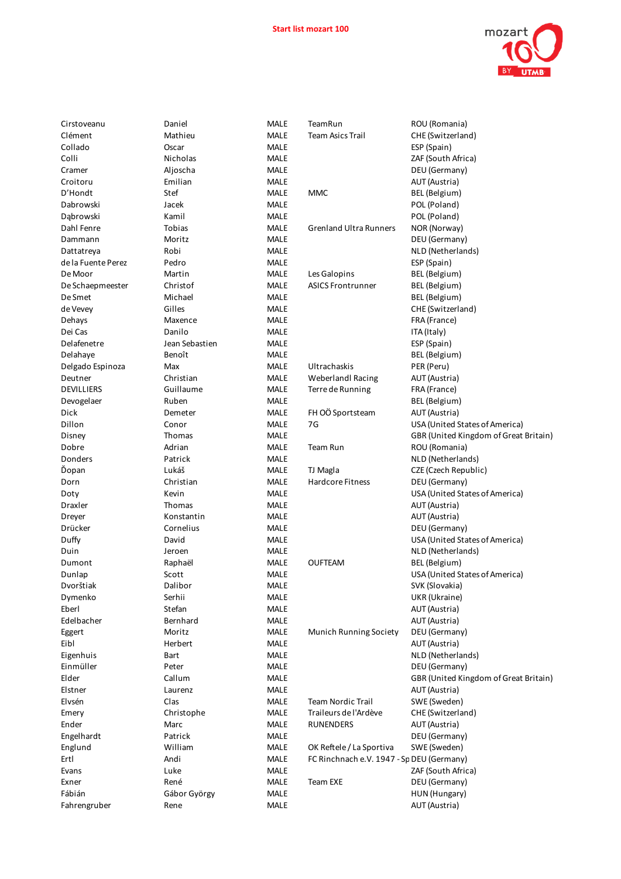**Start list mozart 100**

| | | | | |
|---|---|---|---|---|
| Cirstoveanu | Daniel | MALE | TeamRun | ROU (Romania) |
| Clément | Mathieu | MALE | Team Asics Trail | CHE (Switzerland) |
| Collado | Oscar | MALE | | ESP (Spain) |
| Colli | Nicholas | MALE | | ZAF (South Africa) |
| Cramer | Aljoscha | MALE | | DEU (Germany) |
| Croitoru | Emilian | MALE | | AUT (Austria) |
| D'Hondt | Stef | MALE | MMC | BEL (Belgium) |
| Dabrowski | Jacek | MALE | | POL (Poland) |
| Dąbrowski | Kamil | MALE | | POL (Poland) |
| Dahl Fenre | Tobias | MALE | Grenland Ultra Runners | NOR (Norway) |
| Dammann | Moritz | MALE | | DEU (Germany) |
| Dattatreya | Robi | MALE | | NLD (Netherlands) |
| de la Fuente Perez | Pedro | MALE | | ESP (Spain) |
| De Moor | Martin | MALE | Les Galopins | BEL (Belgium) |
| De Schaepmeester | Christof | MALE | ASICS Frontrunner | BEL (Belgium) |
| De Smet | Michael | MALE | | BEL (Belgium) |
| de Vevey | Gilles | MALE | | CHE (Switzerland) |
| Dehays | Maxence | MALE | | FRA (France) |
| Dei Cas | Danilo | MALE | | ITA (Italy) |
| Delafenetre | Jean Sebastien | MALE | | ESP (Spain) |
| Delahaye | Benoît | MALE | | BEL (Belgium) |
| Delgado Espinoza | Max | MALE | Ultrachaskis | PER (Peru) |
| Deutner | Christian | MALE | Weberlandl Racing | AUT (Austria) |
| DEVILLIERS | Guillaume | MALE | Terre de Running | FRA (France) |
| Devogelaer | Ruben | MALE | | BEL (Belgium) |
| Dick | Demeter | MALE | FH OÖ Sportsteam | AUT (Austria) |
| Dillon | Conor | MALE | 7G | USA (United States of America) |
| Disney | Thomas | MALE | | GBR (United Kingdom of Great Britain) |
| Dobre | Adrian | MALE | Team Run | ROU (Romania) |
| Donders | Patrick | MALE | | NLD (Netherlands) |
| Ďopan | Lukáš | MALE | TJ Magla | CZE (Czech Republic) |
| Dorn | Christian | MALE | Hardcore Fitness | DEU (Germany) |
| Doty | Kevin | MALE | | USA (United States of America) |
| Draxler | Thomas | MALE | | AUT (Austria) |
| Dreyer | Konstantin | MALE | | AUT (Austria) |
| Drücker | Cornelius | MALE | | DEU (Germany) |
| Duffy | David | MALE | | USA (United States of America) |
| Duin | Jeroen | MALE | | NLD (Netherlands) |
| Dumont | Raphaël | MALE | OUFTEAM | BEL (Belgium) |
| Dunlap | Scott | MALE | | USA (United States of America) |
| Dvorštiak | Dalibor | MALE | | SVK (Slovakia) |
| Dymenko | Serhii | MALE | | UKR (Ukraine) |
| Eberl | Stefan | MALE | | AUT (Austria) |
| Edelbacher | Bernhard | MALE | | AUT (Austria) |
| Eggert | Moritz | MALE | Munich Running Society | DEU (Germany) |
| Eibl | Herbert | MALE | | AUT (Austria) |
| Eigenhuis | Bart | MALE | | NLD (Netherlands) |
| Einmüller | Peter | MALE | | DEU (Germany) |
| Elder | Callum | MALE | | GBR (United Kingdom of Great Britain) |
| Elstner | Laurenz | MALE | | AUT (Austria) |
| Elvsén | Clas | MALE | Team Nordic Trail | SWE (Sweden) |
| Emery | Christophe | MALE | Traileurs de l'Ardève | CHE (Switzerland) |
| Ender | Marc | MALE | RUNENDERS | AUT (Austria) |
| Engelhardt | Patrick | MALE | | DEU (Germany) |
| Englund | William | MALE | OK Reftele / La Sportiva | SWE (Sweden) |
| Ertl | Andi | MALE | FC Rinchnach e.V. 1947 - Sp | DEU (Germany) |
| Evans | Luke | MALE | | ZAF (South Africa) |
| Exner | René | MALE | Team EXE | DEU (Germany) |
| Fábián | Gábor György | MALE | | HUN (Hungary) |
| Fahrengruber | Rene | MALE | | AUT (Austria) |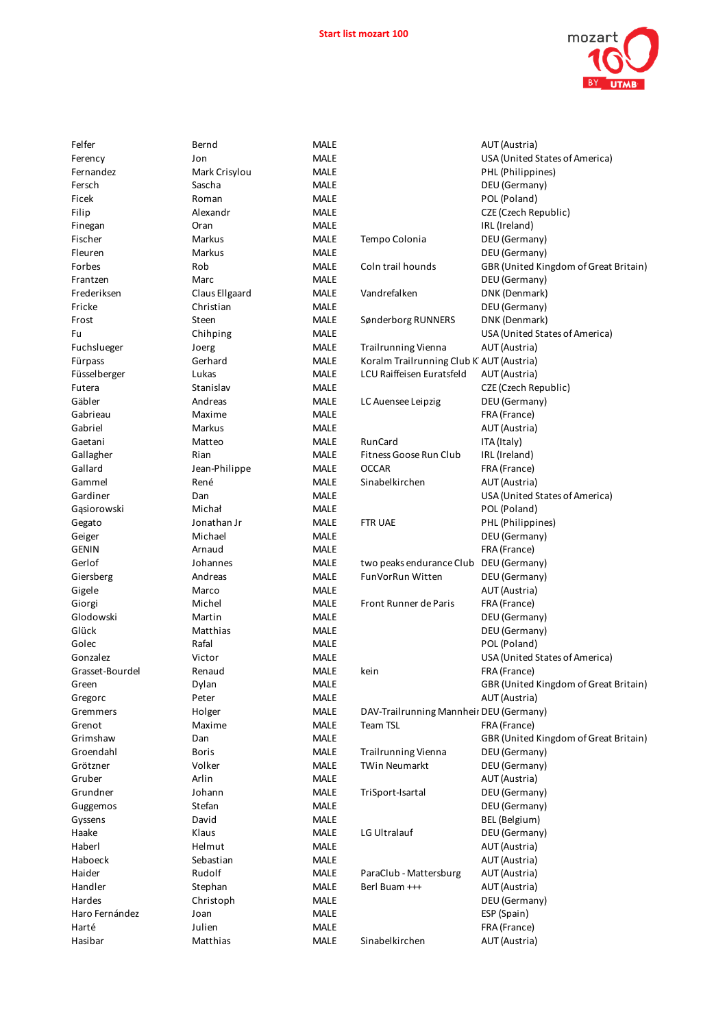**Start list mozart 100**

| | | | | |
|---|---|---|---|---|
| Felfer | Bernd | MALE | | AUT (Austria) |
| Ferency | Jon | MALE | | USA (United States of America) |
| Fernandez | Mark Crisylou | MALE | | PHL (Philippines) |
| Fersch | Sascha | MALE | | DEU (Germany) |
| Ficek | Roman | MALE | | POL (Poland) |
| Filip | Alexandr | MALE | | CZE (Czech Republic) |
| Finegan | Oran | MALE | | IRL (Ireland) |
| Fischer | Markus | MALE | Tempo Colonia | DEU (Germany) |
| Fleuren | Markus | MALE | | DEU (Germany) |
| Forbes | Rob | MALE | Coln trail hounds | GBR (United Kingdom of Great Britain) |
| Frantzen | Marc | MALE | | DEU (Germany) |
| Frederiksen | Claus Ellgaard | MALE | Vandrefalken | DNK (Denmark) |
| Fricke | Christian | MALE | | DEU (Germany) |
| Frost | Steen | MALE | Sønderborg RUNNERS | DNK (Denmark) |
| Fu | Chihping | MALE | | USA (United States of America) |
| Fuchslueger | Joerg | MALE | Trailrunning Vienna | AUT (Austria) |
| Fürpass | Gerhard | MALE | Koralm Trailrunning Club K | AUT (Austria) |
| Füsselberger | Lukas | MALE | LCU Raiffeisen Euratsfeld | AUT (Austria) |
| Futera | Stanislav | MALE | | CZE (Czech Republic) |
| Gäbler | Andreas | MALE | LC Auensee Leipzig | DEU (Germany) |
| Gabrieau | Maxime | MALE | | FRA (France) |
| Gabriel | Markus | MALE | | AUT (Austria) |
| Gaetani | Matteo | MALE | RunCard | ITA (Italy) |
| Gallagher | Rian | MALE | Fitness Goose Run Club | IRL (Ireland) |
| Gallard | Jean-Philippe | MALE | OCCAR | FRA (France) |
| Gammel | René | MALE | Sinabelkirchen | AUT (Austria) |
| Gardiner | Dan | MALE | | USA (United States of America) |
| Gąsiorowski | Michał | MALE | | POL (Poland) |
| Gegato | Jonathan Jr | MALE | FTR UAE | PHL (Philippines) |
| Geiger | Michael | MALE | | DEU (Germany) |
| GENIN | Arnaud | MALE | | FRA (France) |
| Gerlof | Johannes | MALE | two peaks endurance Club | DEU (Germany) |
| Giersberg | Andreas | MALE | FunVorRun Witten | DEU (Germany) |
| Gigele | Marco | MALE | | AUT (Austria) |
| Giorgi | Michel | MALE | Front Runner de Paris | FRA (France) |
| Glodowski | Martin | MALE | | DEU (Germany) |
| Glück | Matthias | MALE | | DEU (Germany) |
| Golec | Rafal | MALE | | POL (Poland) |
| Gonzalez | Victor | MALE | | USA (United States of America) |
| Grasset-Bourdel | Renaud | MALE | kein | FRA (France) |
| Green | Dylan | MALE | | GBR (United Kingdom of Great Britain) |
| Gregorc | Peter | MALE | | AUT (Austria) |
| Gremmers | Holger | MALE | DAV-Trailrunning Mannheir | DEU (Germany) |
| Grenot | Maxime | MALE | Team TSL | FRA (France) |
| Grimshaw | Dan | MALE | | GBR (United Kingdom of Great Britain) |
| Groendahl | Boris | MALE | Trailrunning Vienna | DEU (Germany) |
| Grötzner | Volker | MALE | TWin Neumarkt | DEU (Germany) |
| Gruber | Arlin | MALE | | AUT (Austria) |
| Grundner | Johann | MALE | TriSport-Isartal | DEU (Germany) |
| Guggemos | Stefan | MALE | | DEU (Germany) |
| Gyssens | David | MALE | | BEL (Belgium) |
| Haake | Klaus | MALE | LG Ultralauf | DEU (Germany) |
| Haberl | Helmut | MALE | | AUT (Austria) |
| Haboeck | Sebastian | MALE | | AUT (Austria) |
| Haider | Rudolf | MALE | ParaClub - Mattersburg | AUT (Austria) |
| Handler | Stephan | MALE | Berl Buam +++ | AUT (Austria) |
| Hardes | Christoph | MALE | | DEU (Germany) |
| Haro Fernández | Joan | MALE | | ESP (Spain) |
| Harté | Julien | MALE | | FRA (France) |
| Hasibar | Matthias | MALE | Sinabelkirchen | AUT (Austria) |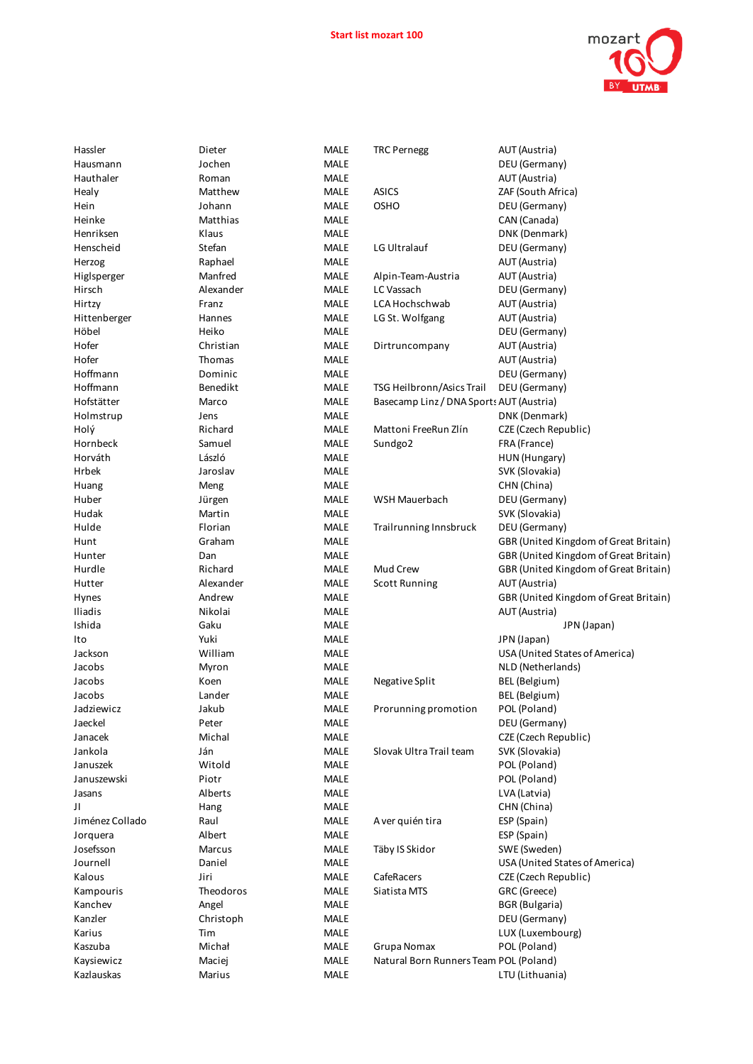**Start list mozart 100**

| | | | | |
|---|---|---|---|---|
| Hassler | Dieter | MALE | TRC Pernegg | AUT (Austria) |
| Hausmann | Jochen | MALE | | DEU (Germany) |
| Hauthaler | Roman | MALE | | AUT (Austria) |
| Healy | Matthew | MALE | ASICS | ZAF (South Africa) |
| Hein | Johann | MALE | OSHO | DEU (Germany) |
| Heinke | Matthias | MALE | | CAN (Canada) |
| Henriksen | Klaus | MALE | | DNK (Denmark) |
| Henscheid | Stefan | MALE | LG Ultralauf | DEU (Germany) |
| Herzog | Raphael | MALE | | AUT (Austria) |
| Higlsperger | Manfred | MALE | Alpin-Team-Austria | AUT (Austria) |
| Hirsch | Alexander | MALE | LC Vassach | DEU (Germany) |
| Hirtzy | Franz | MALE | LCA Hochschwab | AUT (Austria) |
| Hittenberger | Hannes | MALE | LG St. Wolfgang | AUT (Austria) |
| Höbel | Heiko | MALE | | DEU (Germany) |
| Hofer | Christian | MALE | Dirtruncompany | AUT (Austria) |
| Hofer | Thomas | MALE | | AUT (Austria) |
| Hoffmann | Dominic | MALE | | DEU (Germany) |
| Hoffmann | Benedikt | MALE | TSG Heilbronn/Asics Trail | DEU (Germany) |
| Hofstätter | Marco | MALE | Basecamp Linz / DNA Sports | AUT (Austria) |
| Holmstrup | Jens | MALE | | DNK (Denmark) |
| Holý | Richard | MALE | Mattoni FreeRun Zlín | CZE (Czech Republic) |
| Hornbeck | Samuel | MALE | Sundgo2 | FRA (France) |
| Horváth | László | MALE | | HUN (Hungary) |
| Hrbek | Jaroslav | MALE | | SVK (Slovakia) |
| Huang | Meng | MALE | | CHN (China) |
| Huber | Jürgen | MALE | WSH Mauerbach | DEU (Germany) |
| Hudak | Martin | MALE | | SVK (Slovakia) |
| Hulde | Florian | MALE | Trailrunning Innsbruck | DEU (Germany) |
| Hunt | Graham | MALE | | GBR (United Kingdom of Great Britain) |
| Hunter | Dan | MALE | | GBR (United Kingdom of Great Britain) |
| Hurdle | Richard | MALE | Mud Crew | GBR (United Kingdom of Great Britain) |
| Hutter | Alexander | MALE | Scott Running | AUT (Austria) |
| Hynes | Andrew | MALE | | GBR (United Kingdom of Great Britain) |
| Iliadis | Nikolai | MALE | | AUT (Austria) |
| Ishida | Gaku | MALE | | JPN (Japan) |
| Ito | Yuki | MALE | | JPN (Japan) |
| Jackson | William | MALE | | USA (United States of America) |
| Jacobs | Myron | MALE | | NLD (Netherlands) |
| Jacobs | Koen | MALE | Negative Split | BEL (Belgium) |
| Jacobs | Lander | MALE | | BEL (Belgium) |
| Jadziewicz | Jakub | MALE | Prorunning promotion | POL (Poland) |
| Jaeckel | Peter | MALE | | DEU (Germany) |
| Janacek | Michal | MALE | | CZE (Czech Republic) |
| Jankola | Ján | MALE | Slovak Ultra Trail team | SVK (Slovakia) |
| Januszek | Witold | MALE | | POL (Poland) |
| Januszewski | Piotr | MALE | | POL (Poland) |
| Jasans | Alberts | MALE | | LVA (Latvia) |
| JI | Hang | MALE | | CHN (China) |
| Jiménez Collado | Raul | MALE | A ver quién tira | ESP (Spain) |
| Jorquera | Albert | MALE | | ESP (Spain) |
| Josefsson | Marcus | MALE | Täby IS Skidor | SWE (Sweden) |
| Journell | Daniel | MALE | | USA (United States of America) |
| Kalous | Jiri | MALE | CafeRacers | CZE (Czech Republic) |
| Kampouris | Theodoros | MALE | Siatista MTS | GRC (Greece) |
| Kanchev | Angel | MALE | | BGR (Bulgaria) |
| Kanzler | Christoph | MALE | | DEU (Germany) |
| Karius | Tim | MALE | | LUX (Luxembourg) |
| Kaszuba | Michał | MALE | Grupa Nomax | POL (Poland) |
| Kaysiewicz | Maciej | MALE | Natural Born Runners Team | POL (Poland) |
| Kazlauskas | Marius | MALE | | LTU (Lithuania) |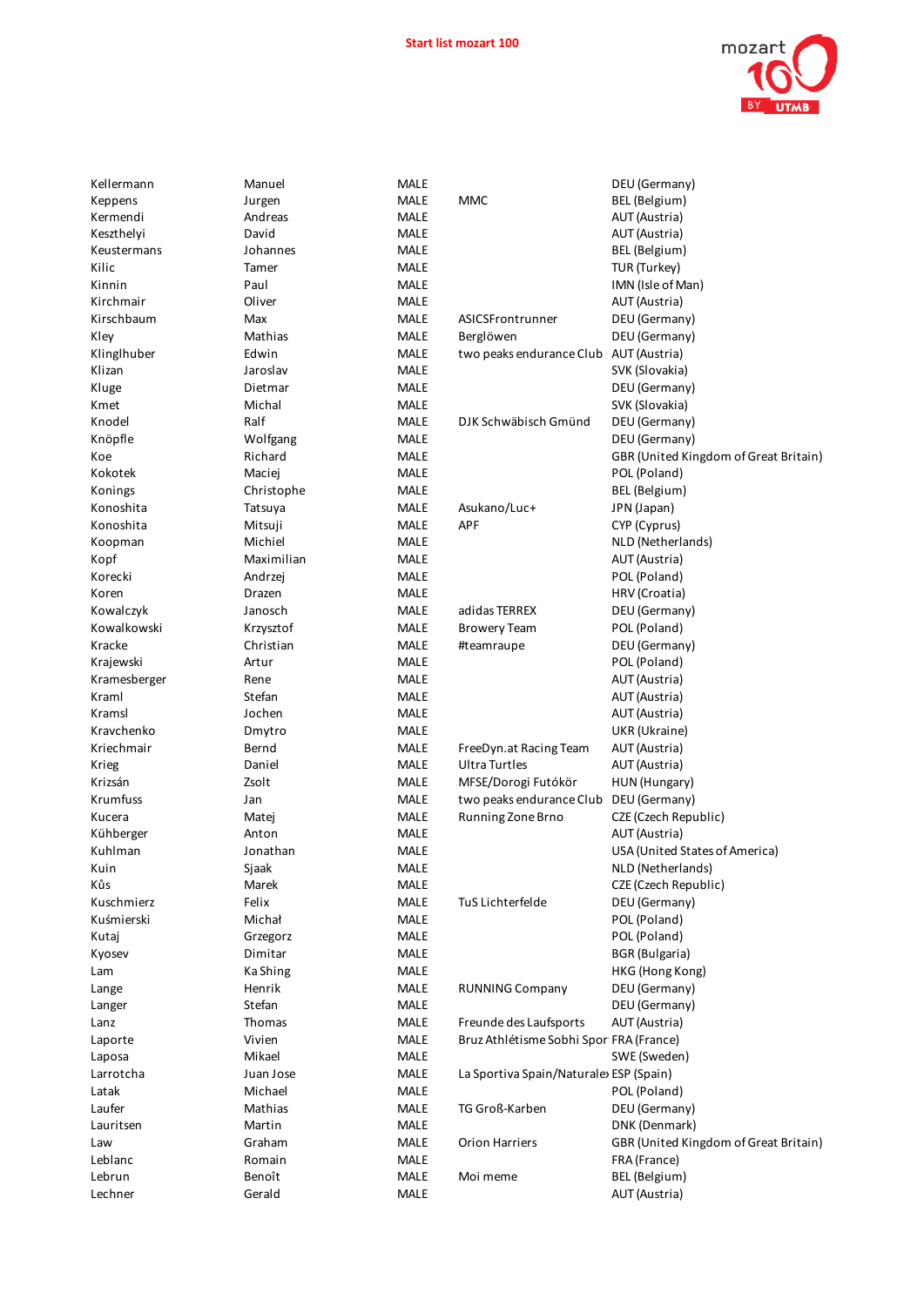**Start list mozart 100**

| | | | | |
|---|---|---|---|---|
| Kellermann | Manuel | MALE | | DEU (Germany) |
| Keppens | Jurgen | MALE | MMC | BEL (Belgium) |
| Kermendi | Andreas | MALE | | AUT (Austria) |
| Keszthelyi | David | MALE | | AUT (Austria) |
| Keustermans | Johannes | MALE | | BEL (Belgium) |
| Kilic | Tamer | MALE | | TUR (Turkey) |
| Kinnin | Paul | MALE | | IMN (Isle of Man) |
| Kirchmair | Oliver | MALE | | AUT (Austria) |
| Kirschbaum | Max | MALE | ASICSFrontrunner | DEU (Germany) |
| Kley | Mathias | MALE | Berglöwen | DEU (Germany) |
| Klinglhuber | Edwin | MALE | two peaks endurance Club | AUT (Austria) |
| Klizan | Jaroslav | MALE | | SVK (Slovakia) |
| Kluge | Dietmar | MALE | | DEU (Germany) |
| Kmet | Michal | MALE | | SVK (Slovakia) |
| Knodel | Ralf | MALE | DJK Schwäbisch Gmünd | DEU (Germany) |
| Knöpfle | Wolfgang | MALE | | DEU (Germany) |
| Koe | Richard | MALE | | GBR (United Kingdom of Great Britain) |
| Kokotek | Maciej | MALE | | POL (Poland) |
| Konings | Christophe | MALE | | BEL (Belgium) |
| Konoshita | Tatsuya | MALE | Asukano/Luc+ | JPN (Japan) |
| Konoshita | Mitsuji | MALE | APF | CYP (Cyprus) |
| Koopman | Michiel | MALE | | NLD (Netherlands) |
| Kopf | Maximilian | MALE | | AUT (Austria) |
| Korecki | Andrzej | MALE | | POL (Poland) |
| Koren | Drazen | MALE | | HRV (Croatia) |
| Kowalczyk | Janosch | MALE | adidas TERREX | DEU (Germany) |
| Kowalkowski | Krzysztof | MALE | Browery Team | POL (Poland) |
| Kracke | Christian | MALE | #teamraupe | DEU (Germany) |
| Krajewski | Artur | MALE | | POL (Poland) |
| Kramesberger | Rene | MALE | | AUT (Austria) |
| Kraml | Stefan | MALE | | AUT (Austria) |
| Kramsl | Jochen | MALE | | AUT (Austria) |
| Kravchenko | Dmytro | MALE | | UKR (Ukraine) |
| Kriechmair | Bernd | MALE | FreeDyn.at Racing Team | AUT (Austria) |
| Krieg | Daniel | MALE | Ultra Turtles | AUT (Austria) |
| Krizsán | Zsolt | MALE | MFSE/Dorogi Futókör | HUN (Hungary) |
| Krumfuss | Jan | MALE | two peaks endurance Club | DEU (Germany) |
| Kucera | Matej | MALE | Running Zone Brno | CZE (Czech Republic) |
| Kühberger | Anton | MALE | | AUT (Austria) |
| Kuhlman | Jonathan | MALE | | USA (United States of America) |
| Kuin | Sjaak | MALE | | NLD (Netherlands) |
| Kůs | Marek | MALE | | CZE (Czech Republic) |
| Kuschmierz | Felix | MALE | TuS Lichterfelde | DEU (Germany) |
| Kuśmierski | Michał | MALE | | POL (Poland) |
| Kutaj | Grzegorz | MALE | | POL (Poland) |
| Kyosev | Dimitar | MALE | | BGR (Bulgaria) |
| Lam | Ka Shing | MALE | | HKG (Hong Kong) |
| Lange | Henrik | MALE | RUNNING Company | DEU (Germany) |
| Langer | Stefan | MALE | | DEU (Germany) |
| Lanz | Thomas | MALE | Freunde des Laufsports | AUT (Austria) |
| Laporte | Vivien | MALE | Bruz Athlétisme Sobhi Spor | FRA (France) |
| Laposa | Mikael | MALE | | SWE (Sweden) |
| Larrotcha | Juan Jose | MALE | La Sportiva Spain/Naturale | ESP (Spain) |
| Latak | Michael | MALE | | POL (Poland) |
| Laufer | Mathias | MALE | TG Groß-Karben | DEU (Germany) |
| Lauritsen | Martin | MALE | | DNK (Denmark) |
| Law | Graham | MALE | Orion Harriers | GBR (United Kingdom of Great Britain) |
| Leblanc | Romain | MALE | | FRA (France) |
| Lebrun | Benoît | MALE | Moi meme | BEL (Belgium) |
| Lechner | Gerald | MALE | | AUT (Austria) |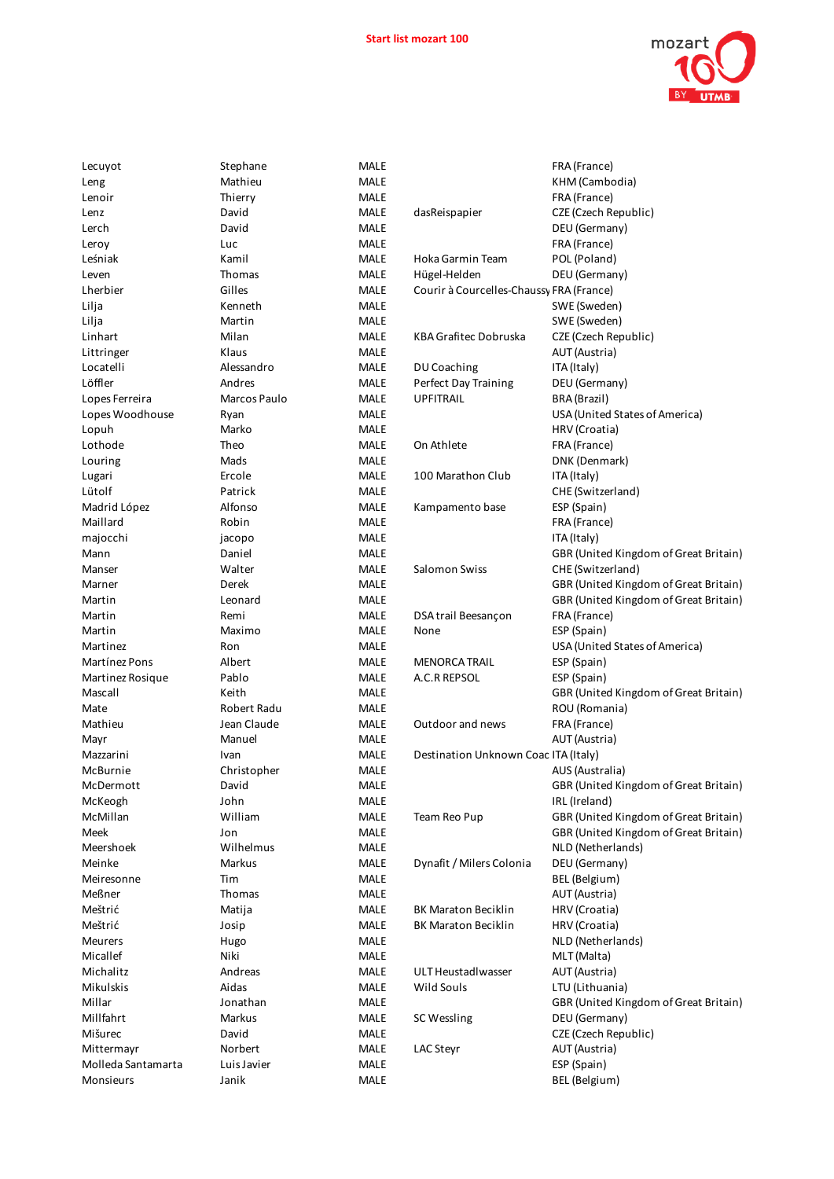Start list mozart 100

| | | | | |
|---|---|---|---|---|
| Lecuyot | Stephane | MALE | | FRA (France) |
| Leng | Mathieu | MALE | | KHM (Cambodia) |
| Lenoir | Thierry | MALE | | FRA (France) |
| Lenz | David | MALE | dasReispapier | CZE (Czech Republic) |
| Lerch | David | MALE | | DEU (Germany) |
| Leroy | Luc | MALE | | FRA (France) |
| Leśniak | Kamil | MALE | Hoka Garmin Team | POL (Poland) |
| Leven | Thomas | MALE | Hügel-Helden | DEU (Germany) |
| Lherbier | Gilles | MALE | Courir à Courcelles-Chaussy | FRA (France) |
| Lilja | Kenneth | MALE | | SWE (Sweden) |
| Lilja | Martin | MALE | | SWE (Sweden) |
| Linhart | Milan | MALE | KBA Grafitec Dobruska | CZE (Czech Republic) |
| Littringer | Klaus | MALE | | AUT (Austria) |
| Locatelli | Alessandro | MALE | DU Coaching | ITA (Italy) |
| Löffler | Andres | MALE | Perfect Day Training | DEU (Germany) |
| Lopes Ferreira | Marcos Paulo | MALE | UPFITRAIL | BRA (Brazil) |
| Lopes Woodhouse | Ryan | MALE | | USA (United States of America) |
| Lopuh | Marko | MALE | | HRV (Croatia) |
| Lothode | Theo | MALE | On Athlete | FRA (France) |
| Louring | Mads | MALE | | DNK (Denmark) |
| Lugari | Ercole | MALE | 100 Marathon Club | ITA (Italy) |
| Lütolf | Patrick | MALE | | CHE (Switzerland) |
| Madrid López | Alfonso | MALE | Kampamento base | ESP (Spain) |
| Maillard | Robin | MALE | | FRA (France) |
| majocchi | jacopo | MALE | | ITA (Italy) |
| Mann | Daniel | MALE | | GBR (United Kingdom of Great Britain) |
| Manser | Walter | MALE | Salomon Swiss | CHE (Switzerland) |
| Marner | Derek | MALE | | GBR (United Kingdom of Great Britain) |
| Martin | Leonard | MALE | | GBR (United Kingdom of Great Britain) |
| Martin | Remi | MALE | DSA trail Beesançon | FRA (France) |
| Martin | Maximo | MALE | None | ESP (Spain) |
| Martinez | Ron | MALE | | USA (United States of America) |
| Martínez Pons | Albert | MALE | MENORCA TRAIL | ESP (Spain) |
| Martinez Rosique | Pablo | MALE | A.C.R REPSOL | ESP (Spain) |
| Mascall | Keith | MALE | | GBR (United Kingdom of Great Britain) |
| Mate | Robert Radu | MALE | | ROU (Romania) |
| Mathieu | Jean Claude | MALE | Outdoor and news | FRA (France) |
| Mayr | Manuel | MALE | | AUT (Austria) |
| Mazzarini | Ivan | MALE | Destination Unknown Coac | ITA (Italy) |
| McBurnie | Christopher | MALE | | AUS (Australia) |
| McDermott | David | MALE | | GBR (United Kingdom of Great Britain) |
| McKeogh | John | MALE | | IRL (Ireland) |
| McMillan | William | MALE | Team Reo Pup | GBR (United Kingdom of Great Britain) |
| Meek | Jon | MALE | | GBR (United Kingdom of Great Britain) |
| Meershoek | Wilhelmus | MALE | | NLD (Netherlands) |
| Meinke | Markus | MALE | Dynafit / Milers Colonia | DEU (Germany) |
| Meiresonne | Tim | MALE | | BEL (Belgium) |
| Meßner | Thomas | MALE | | AUT (Austria) |
| Meštrić | Matija | MALE | BK Maraton Beciklin | HRV (Croatia) |
| Meštrić | Josip | MALE | BK Maraton Beciklin | HRV (Croatia) |
| Meurers | Hugo | MALE | | NLD (Netherlands) |
| Micallef | Niki | MALE | | MLT (Malta) |
| Michalitz | Andreas | MALE | ULT Heustadlwasser | AUT (Austria) |
| Mikulskis | Aidas | MALE | Wild Souls | LTU (Lithuania) |
| Millar | Jonathan | MALE | | GBR (United Kingdom of Great Britain) |
| Millfahrt | Markus | MALE | SC Wessling | DEU (Germany) |
| Mišurec | David | MALE | | CZE (Czech Republic) |
| Mittermayr | Norbert | MALE | LAC Steyr | AUT (Austria) |
| Molleda Santamarta | Luis Javier | MALE | | ESP (Spain) |
| Monsieurs | Janik | MALE | | BEL (Belgium) |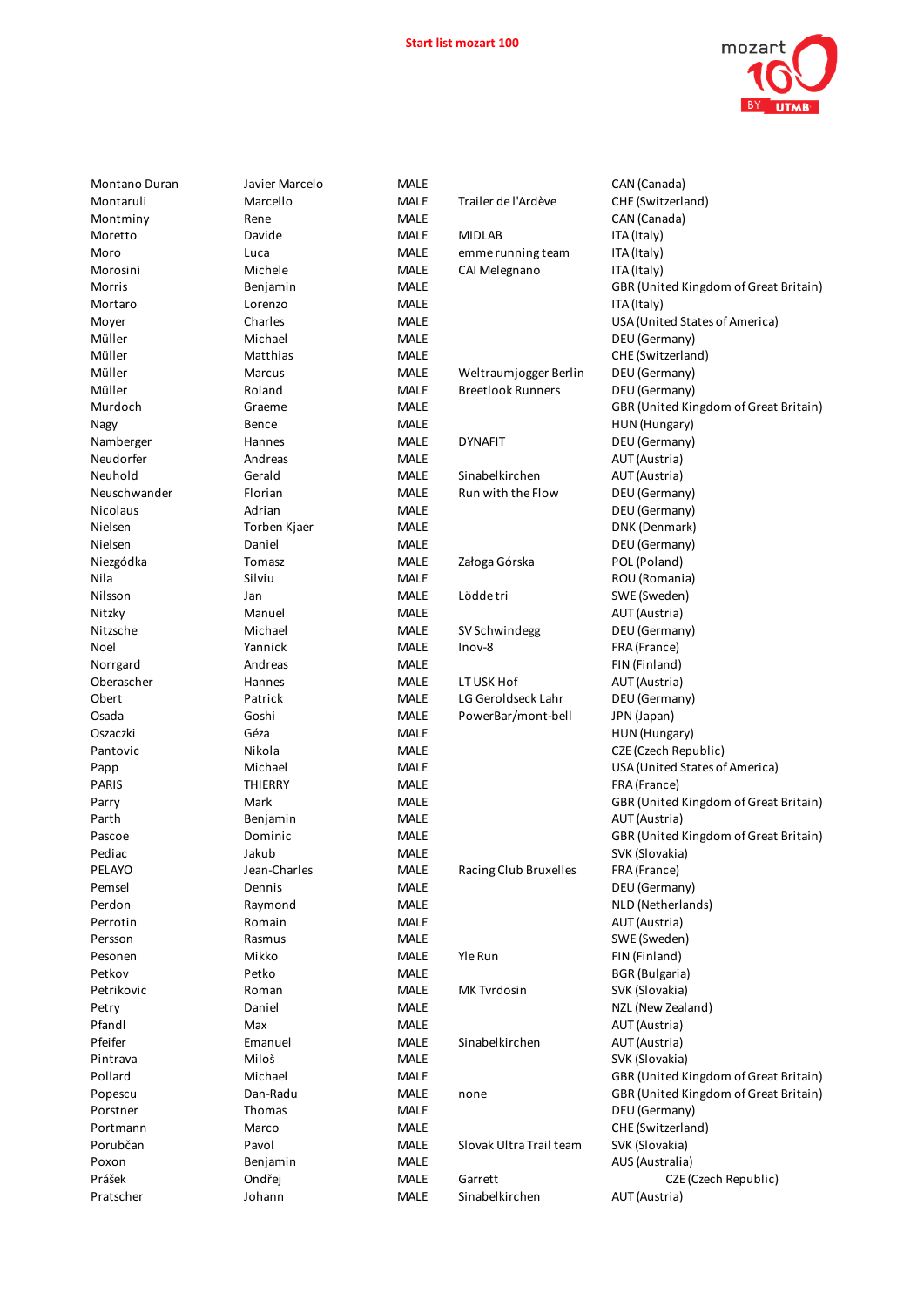**Start list mozart 100**

| | | | | |
|---|---|---|---|---|
| Montano Duran | Javier Marcelo | MALE | | CAN (Canada) |
| Montaruli | Marcello | MALE | Trailer de l'Ardève | CHE (Switzerland) |
| Montminy | Rene | MALE | | CAN (Canada) |
| Moretto | Davide | MALE | MIDLAB | ITA (Italy) |
| Moro | Luca | MALE | emme running team | ITA (Italy) |
| Morosini | Michele | MALE | CAI Melegnano | ITA (Italy) |
| Morris | Benjamin | MALE | | GBR (United Kingdom of Great Britain) |
| Mortaro | Lorenzo | MALE | | ITA (Italy) |
| Moyer | Charles | MALE | | USA (United States of America) |
| Müller | Michael | MALE | | DEU (Germany) |
| Müller | Matthias | MALE | | CHE (Switzerland) |
| Müller | Marcus | MALE | Weltraumjogger Berlin | DEU (Germany) |
| Müller | Roland | MALE | Breetlook Runners | DEU (Germany) |
| Murdoch | Graeme | MALE | | GBR (United Kingdom of Great Britain) |
| Nagy | Bence | MALE | | HUN (Hungary) |
| Namberger | Hannes | MALE | DYNAFIT | DEU (Germany) |
| Neudorfer | Andreas | MALE | | AUT (Austria) |
| Neuhold | Gerald | MALE | Sinabelkirchen | AUT (Austria) |
| Neuschwander | Florian | MALE | Run with the Flow | DEU (Germany) |
| Nicolaus | Adrian | MALE | | DEU (Germany) |
| Nielsen | Torben Kjaer | MALE | | DNK (Denmark) |
| Nielsen | Daniel | MALE | | DEU (Germany) |
| Niezgódka | Tomasz | MALE | Załoga Górska | POL (Poland) |
| Nila | Silviu | MALE | | ROU (Romania) |
| Nilsson | Jan | MALE | Lödde tri | SWE (Sweden) |
| Nitzky | Manuel | MALE | | AUT (Austria) |
| Nitzsche | Michael | MALE | SV Schwindegg | DEU (Germany) |
| Noel | Yannick | MALE | Inov-8 | FRA (France) |
| Norrgard | Andreas | MALE | | FIN (Finland) |
| Oberascher | Hannes | MALE | LT USK Hof | AUT (Austria) |
| Obert | Patrick | MALE | LG Geroldseck Lahr | DEU (Germany) |
| Osada | Goshi | MALE | PowerBar/mont-bell | JPN (Japan) |
| Oszaczki | Géza | MALE | | HUN (Hungary) |
| Pantovic | Nikola | MALE | | CZE (Czech Republic) |
| Papp | Michael | MALE | | USA (United States of America) |
| PARIS | THIERRY | MALE | | FRA (France) |
| Parry | Mark | MALE | | GBR (United Kingdom of Great Britain) |
| Parth | Benjamin | MALE | | AUT (Austria) |
| Pascoe | Dominic | MALE | | GBR (United Kingdom of Great Britain) |
| Pediac | Jakub | MALE | | SVK (Slovakia) |
| PELAYO | Jean-Charles | MALE | Racing Club Bruxelles | FRA (France) |
| Pemsel | Dennis | MALE | | DEU (Germany) |
| Perdon | Raymond | MALE | | NLD (Netherlands) |
| Perrotin | Romain | MALE | | AUT (Austria) |
| Persson | Rasmus | MALE | | SWE (Sweden) |
| Pesonen | Mikko | MALE | Yle Run | FIN (Finland) |
| Petkov | Petko | MALE | | BGR (Bulgaria) |
| Petrikovic | Roman | MALE | MK Tvrdosin | SVK (Slovakia) |
| Petry | Daniel | MALE | | NZL (New Zealand) |
| Pfandl | Max | MALE | | AUT (Austria) |
| Pfeifer | Emanuel | MALE | Sinabelkirchen | AUT (Austria) |
| Pintrava | Miloš | MALE | | SVK (Slovakia) |
| Pollard | Michael | MALE | | GBR (United Kingdom of Great Britain) |
| Popescu | Dan-Radu | MALE | none | GBR (United Kingdom of Great Britain) |
| Porstner | Thomas | MALE | | DEU (Germany) |
| Portmann | Marco | MALE | | CHE (Switzerland) |
| Porubčan | Pavol | MALE | Slovak Ultra Trail team | SVK (Slovakia) |
| Poxon | Benjamin | MALE | | AUS (Australia) |
| Prášek | Ondřej | MALE | Garrett | CZE (Czech Republic) |
| Pratscher | Johann | MALE | Sinabelkirchen | AUT (Austria) |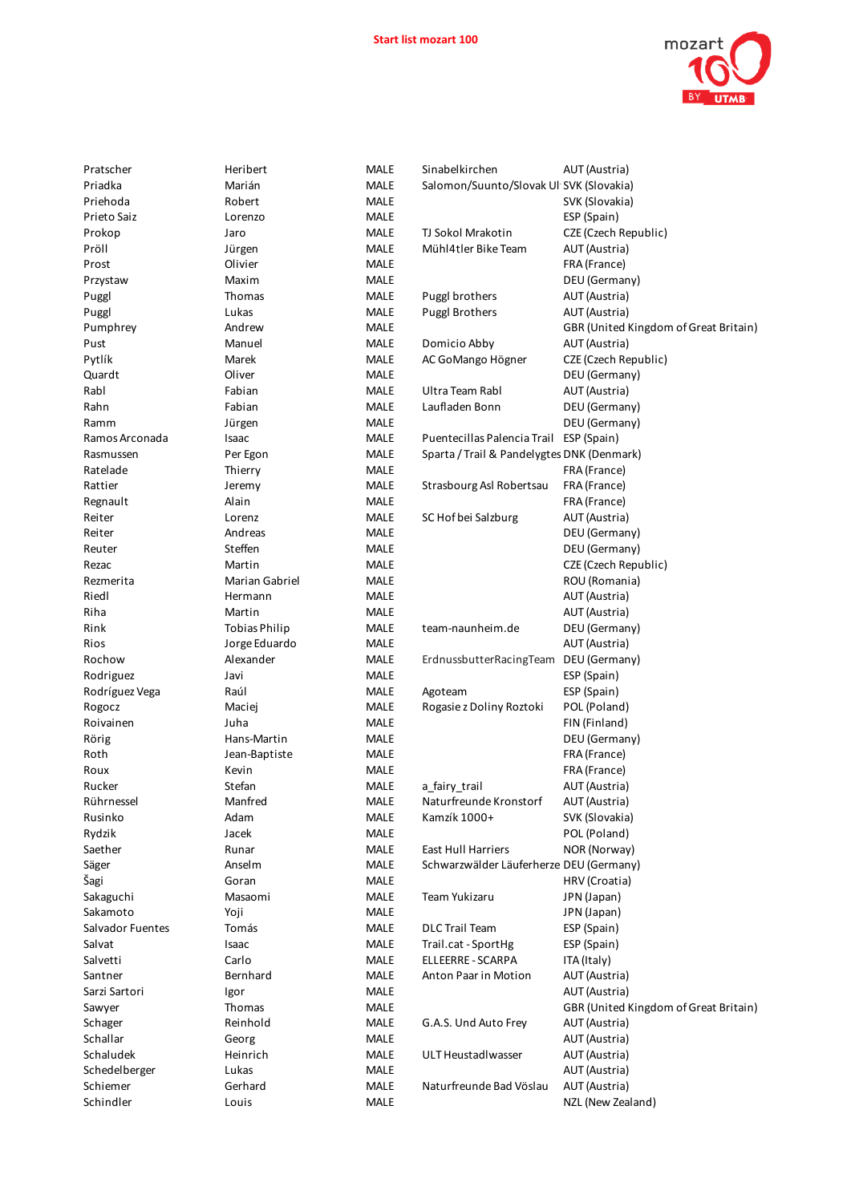**Start list mozart 100**

| | | | | |
|---|---|---|---|---|
| Pratscher | Heribert | MALE | Sinabelkirchen | AUT (Austria) |
| Priadka | Marián | MALE | Salomon/Suunto/Slovak Ul | SVK (Slovakia) |
| Priehoda | Robert | MALE | | SVK (Slovakia) |
| Prieto Saiz | Lorenzo | MALE | | ESP (Spain) |
| Prokop | Jaro | MALE | TJ Sokol Mrakotin | CZE (Czech Republic) |
| Pröll | Jürgen | MALE | Mühl4tler Bike Team | AUT (Austria) |
| Prost | Olivier | MALE | | FRA (France) |
| Przystaw | Maxim | MALE | | DEU (Germany) |
| Puggl | Thomas | MALE | Puggl brothers | AUT (Austria) |
| Puggl | Lukas | MALE | Puggl Brothers | AUT (Austria) |
| Pumphrey | Andrew | MALE | | GBR (United Kingdom of Great Britain) |
| Pust | Manuel | MALE | Domicio Abby | AUT (Austria) |
| Pytlík | Marek | MALE | AC GoMango Högner | CZE (Czech Republic) |
| Quardt | Oliver | MALE | | DEU (Germany) |
| Rabl | Fabian | MALE | Ultra Team Rabl | AUT (Austria) |
| Rahn | Fabian | MALE | Laufladen Bonn | DEU (Germany) |
| Ramm | Jürgen | MALE | | DEU (Germany) |
| Ramos Arconada | Isaac | MALE | Puentecillas Palencia Trail | ESP (Spain) |
| Rasmussen | Per Egon | MALE | Sparta / Trail & Pandelygtes | DNK (Denmark) |
| Ratelade | Thierry | MALE | | FRA (France) |
| Rattier | Jeremy | MALE | Strasbourg Asl Robertsau | FRA (France) |
| Regnault | Alain | MALE | | FRA (France) |
| Reiter | Lorenz | MALE | SC Hof bei Salzburg | AUT (Austria) |
| Reiter | Andreas | MALE | | DEU (Germany) |
| Reuter | Steffen | MALE | | DEU (Germany) |
| Rezac | Martin | MALE | | CZE (Czech Republic) |
| Rezmerita | Marian Gabriel | MALE | | ROU (Romania) |
| Riedl | Hermann | MALE | | AUT (Austria) |
| Riha | Martin | MALE | | AUT (Austria) |
| Rink | Tobias Philip | MALE | team-naunheim.de | DEU (Germany) |
| Rios | Jorge Eduardo | MALE | | AUT (Austria) |
| Rochow | Alexander | MALE | ErdnussbutterRacingTeam | DEU (Germany) |
| Rodriguez | Javi | MALE | | ESP (Spain) |
| Rodríguez Vega | Raúl | MALE | Agoteam | ESP (Spain) |
| Rogocz | Maciej | MALE | Rogasie z Doliny Roztoki | POL (Poland) |
| Roivainen | Juha | MALE | | FIN (Finland) |
| Rörig | Hans-Martin | MALE | | DEU (Germany) |
| Roth | Jean-Baptiste | MALE | | FRA (France) |
| Roux | Kevin | MALE | | FRA (France) |
| Rucker | Stefan | MALE | a_fairy_trail | AUT (Austria) |
| Rührnessel | Manfred | MALE | Naturfreunde Kronstorf | AUT (Austria) |
| Rusinko | Adam | MALE | Kamzík 1000+ | SVK (Slovakia) |
| Rydzik | Jacek | MALE | | POL (Poland) |
| Saether | Runar | MALE | East Hull Harriers | NOR (Norway) |
| Säger | Anselm | MALE | Schwarzwälder Läuferherze | DEU (Germany) |
| Šagi | Goran | MALE | | HRV (Croatia) |
| Sakaguchi | Masaomi | MALE | Team Yukizaru | JPN (Japan) |
| Sakamoto | Yoji | MALE | | JPN (Japan) |
| Salvador Fuentes | Tomás | MALE | DLC Trail Team | ESP (Spain) |
| Salvat | Isaac | MALE | Trail.cat - SportHg | ESP (Spain) |
| Salvetti | Carlo | MALE | ELLEERRE - SCARPA | ITA (Italy) |
| Santner | Bernhard | MALE | Anton Paar in Motion | AUT (Austria) |
| Sarzi Sartori | Igor | MALE | | AUT (Austria) |
| Sawyer | Thomas | MALE | | GBR (United Kingdom of Great Britain) |
| Schager | Reinhold | MALE | G.A.S. Und Auto Frey | AUT (Austria) |
| Schallar | Georg | MALE | | AUT (Austria) |
| Schaludek | Heinrich | MALE | ULT Heustadlwasser | AUT (Austria) |
| Schedelberger | Lukas | MALE | | AUT (Austria) |
| Schiemer | Gerhard | MALE | Naturfreunde Bad Vöslau | AUT (Austria) |
| Schindler | Louis | MALE | | NZL (New Zealand) |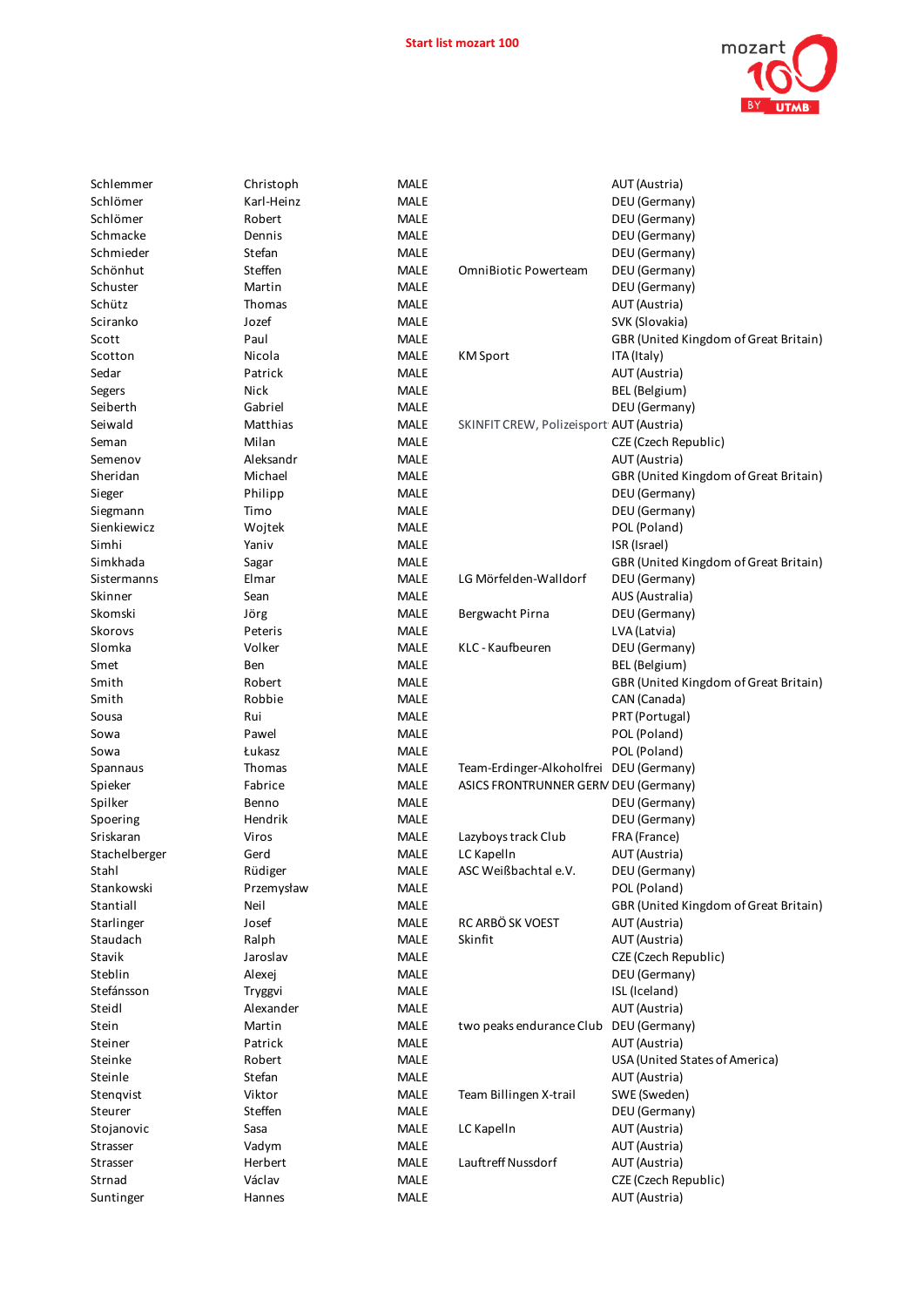**Start list mozart 100**

| | | | | |
|---|---|---|---|---|
| Schlemmer | Christoph | MALE | | AUT (Austria) |
| Schlömer | Karl-Heinz | MALE | | DEU (Germany) |
| Schlömer | Robert | MALE | | DEU (Germany) |
| Schmacke | Dennis | MALE | | DEU (Germany) |
| Schmieder | Stefan | MALE | | DEU (Germany) |
| Schönhut | Steffen | MALE | OmniBiotic Powerteam | DEU (Germany) |
| Schuster | Martin | MALE | | DEU (Germany) |
| Schütz | Thomas | MALE | | AUT (Austria) |
| Sciranko | Jozef | MALE | | SVK (Slovakia) |
| Scott | Paul | MALE | | GBR (United Kingdom of Great Britain) |
| Scotton | Nicola | MALE | KM Sport | ITA (Italy) |
| Sedar | Patrick | MALE | | AUT (Austria) |
| Segers | Nick | MALE | | BEL (Belgium) |
| Seiberth | Gabriel | MALE | | DEU (Germany) |
| Seiwald | Matthias | MALE | SKINFIT CREW, Polizeisport | AUT (Austria) |
| Seman | Milan | MALE | | CZE (Czech Republic) |
| Semenov | Aleksandr | MALE | | AUT (Austria) |
| Sheridan | Michael | MALE | | GBR (United Kingdom of Great Britain) |
| Sieger | Philipp | MALE | | DEU (Germany) |
| Siegmann | Timo | MALE | | DEU (Germany) |
| Sienkiewicz | Wojtek | MALE | | POL (Poland) |
| Simhi | Yaniv | MALE | | ISR (Israel) |
| Simkhada | Sagar | MALE | | GBR (United Kingdom of Great Britain) |
| Sistermanns | Elmar | MALE | LG Mörfelden-Walldorf | DEU (Germany) |
| Skinner | Sean | MALE | | AUS (Australia) |
| Skomski | Jörg | MALE | Bergwacht Pirna | DEU (Germany) |
| Skorovs | Peteris | MALE | | LVA (Latvia) |
| Slomka | Volker | MALE | KLC - Kaufbeuren | DEU (Germany) |
| Smet | Ben | MALE | | BEL (Belgium) |
| Smith | Robert | MALE | | GBR (United Kingdom of Great Britain) |
| Smith | Robbie | MALE | | CAN (Canada) |
| Sousa | Rui | MALE | | PRT (Portugal) |
| Sowa | Pawel | MALE | | POL (Poland) |
| Sowa | Łukasz | MALE | | POL (Poland) |
| Spannaus | Thomas | MALE | Team-Erdinger-Alkoholfrei | DEU (Germany) |
| Spieker | Fabrice | MALE | ASICS FRONTRUNNER GERM | DEU (Germany) |
| Spilker | Benno | MALE | | DEU (Germany) |
| Spoering | Hendrik | MALE | | DEU (Germany) |
| Sriskaran | Viros | MALE | Lazyboys track Club | FRA (France) |
| Stachelberger | Gerd | MALE | LC Kapelln | AUT (Austria) |
| Stahl | Rüdiger | MALE | ASC Weißbachtal e.V. | DEU (Germany) |
| Stankowski | Przemysław | MALE | | POL (Poland) |
| Stantiall | Neil | MALE | | GBR (United Kingdom of Great Britain) |
| Starlinger | Josef | MALE | RC ARBÖ SK VOEST | AUT (Austria) |
| Staudach | Ralph | MALE | Skinfit | AUT (Austria) |
| Stavik | Jaroslav | MALE | | CZE (Czech Republic) |
| Steblin | Alexej | MALE | | DEU (Germany) |
| Stefánsson | Tryggvi | MALE | | ISL (Iceland) |
| Steidl | Alexander | MALE | | AUT (Austria) |
| Stein | Martin | MALE | two peaks endurance Club | DEU (Germany) |
| Steiner | Patrick | MALE | | AUT (Austria) |
| Steinke | Robert | MALE | | USA (United States of America) |
| Steinle | Stefan | MALE | | AUT (Austria) |
| Stenqvist | Viktor | MALE | Team Billingen X-trail | SWE (Sweden) |
| Steurer | Steffen | MALE | | DEU (Germany) |
| Stojanovic | Sasa | MALE | LC Kapelln | AUT (Austria) |
| Strasser | Vadym | MALE | | AUT (Austria) |
| Strasser | Herbert | MALE | Lauftreff Nussdorf | AUT (Austria) |
| Strnad | Václav | MALE | | CZE (Czech Republic) |
| Suntinger | Hannes | MALE | | AUT (Austria) |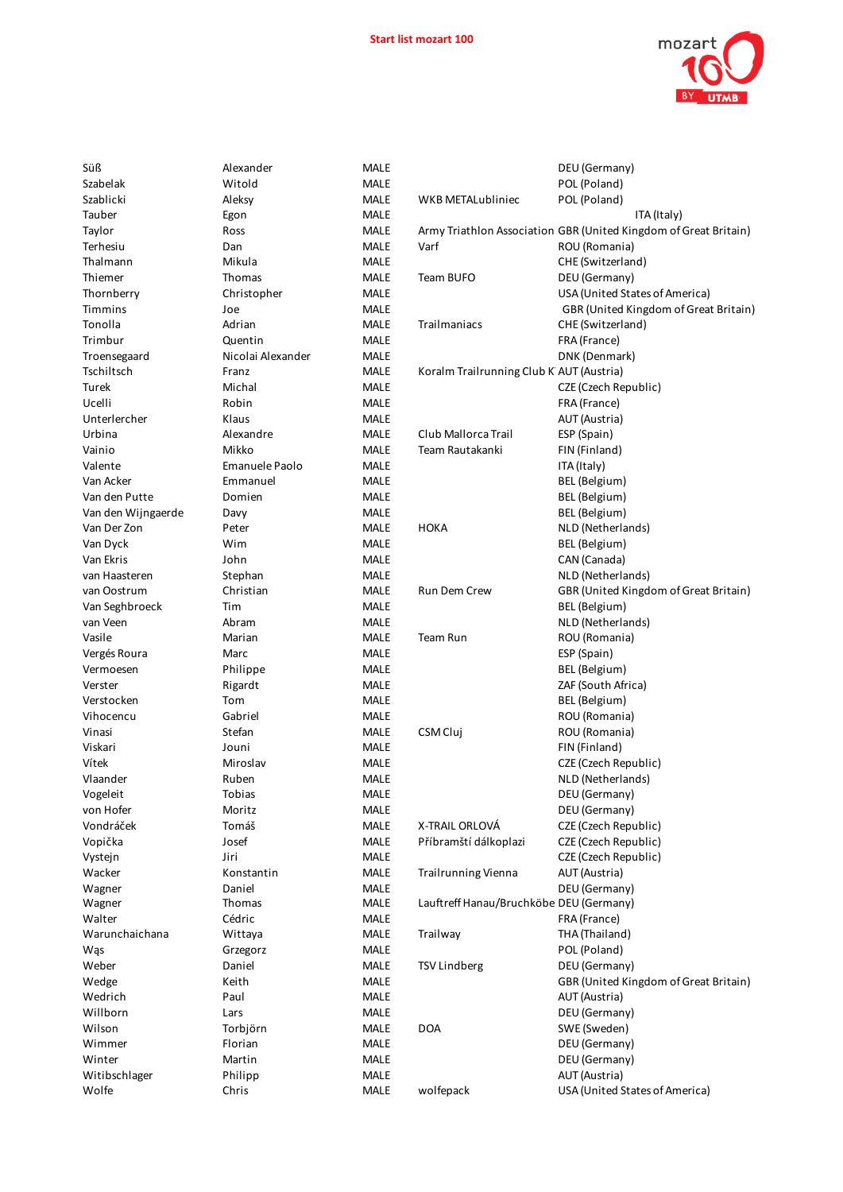**Start list mozart 100**

| | | | | |
|---|---|---|---|---|
| Süß | Alexander | MALE | | DEU (Germany) |
| Szabelak | Witold | MALE | | POL (Poland) |
| Szablicki | Aleksy | MALE | WKB METALubliniec | POL (Poland) |
| Tauber | Egon | MALE | | ITA (Italy) |
| Taylor | Ross | MALE | Army Triathlon Association | GBR (United Kingdom of Great Britain) |
| Terhesiu | Dan | MALE | Varf | ROU (Romania) |
| Thalmann | Mikula | MALE | | CHE (Switzerland) |
| Thiemer | Thomas | MALE | Team BUFO | DEU (Germany) |
| Thornberry | Christopher | MALE | | USA (United States of America) |
| Timmins | Joe | MALE | | GBR (United Kingdom of Great Britain) |
| Tonolla | Adrian | MALE | Trailmaniacs | CHE (Switzerland) |
| Trimbur | Quentin | MALE | | FRA (France) |
| Troensegaard | Nicolai Alexander | MALE | | DNK (Denmark) |
| Tschiltsch | Franz | MALE | Koralm Trailrunning Club K | AUT (Austria) |
| Turek | Michal | MALE | | CZE (Czech Republic) |
| Ucelli | Robin | MALE | | FRA (France) |
| Unterlercher | Klaus | MALE | | AUT (Austria) |
| Urbina | Alexandre | MALE | Club Mallorca Trail | ESP (Spain) |
| Vainio | Mikko | MALE | Team Rautakanki | FIN (Finland) |
| Valente | Emanuele Paolo | MALE | | ITA (Italy) |
| Van Acker | Emmanuel | MALE | | BEL (Belgium) |
| Van den Putte | Domien | MALE | | BEL (Belgium) |
| Van den Wijngaerde | Davy | MALE | | BEL (Belgium) |
| Van Der Zon | Peter | MALE | HOKA | NLD (Netherlands) |
| Van Dyck | Wim | MALE | | BEL (Belgium) |
| Van Ekris | John | MALE | | CAN (Canada) |
| van Haasteren | Stephan | MALE | | NLD (Netherlands) |
| van Oostrum | Christian | MALE | Run Dem Crew | GBR (United Kingdom of Great Britain) |
| Van Seghbroeck | Tim | MALE | | BEL (Belgium) |
| van Veen | Abram | MALE | | NLD (Netherlands) |
| Vasile | Marian | MALE | Team Run | ROU (Romania) |
| Vergés Roura | Marc | MALE | | ESP (Spain) |
| Vermoesen | Philippe | MALE | | BEL (Belgium) |
| Verster | Rigardt | MALE | | ZAF (South Africa) |
| Verstocken | Tom | MALE | | BEL (Belgium) |
| Vihocencu | Gabriel | MALE | | ROU (Romania) |
| Vinasi | Stefan | MALE | CSM Cluj | ROU (Romania) |
| Viskari | Jouni | MALE | | FIN (Finland) |
| Vítek | Miroslav | MALE | | CZE (Czech Republic) |
| Vlaander | Ruben | MALE | | NLD (Netherlands) |
| Vogeleit | Tobias | MALE | | DEU (Germany) |
| von Hofer | Moritz | MALE | | DEU (Germany) |
| Vondráček | Tomáš | MALE | X-TRAIL ORLOVÁ | CZE (Czech Republic) |
| Vopička | Josef | MALE | Příbramští dálkoplazi | CZE (Czech Republic) |
| Vystejn | Jiri | MALE | | CZE (Czech Republic) |
| Wacker | Konstantin | MALE | Trailrunning Vienna | AUT (Austria) |
| Wagner | Daniel | MALE | | DEU (Germany) |
| Wagner | Thomas | MALE | Lauftreff Hanau/Bruchköbe | DEU (Germany) |
| Walter | Cédric | MALE | | FRA (France) |
| Warunchaichana | Wittaya | MALE | Trailway | THA (Thailand) |
| Wąs | Grzegorz | MALE | | POL (Poland) |
| Weber | Daniel | MALE | TSV Lindberg | DEU (Germany) |
| Wedge | Keith | MALE | | GBR (United Kingdom of Great Britain) |
| Wedrich | Paul | MALE | | AUT (Austria) |
| Willborn | Lars | MALE | | DEU (Germany) |
| Wilson | Torbjörn | MALE | DOA | SWE (Sweden) |
| Wimmer | Florian | MALE | | DEU (Germany) |
| Winter | Martin | MALE | | DEU (Germany) |
| Witibschlager | Philipp | MALE | | AUT (Austria) |
| Wolfe | Chris | MALE | wolfepack | USA (United States of America) |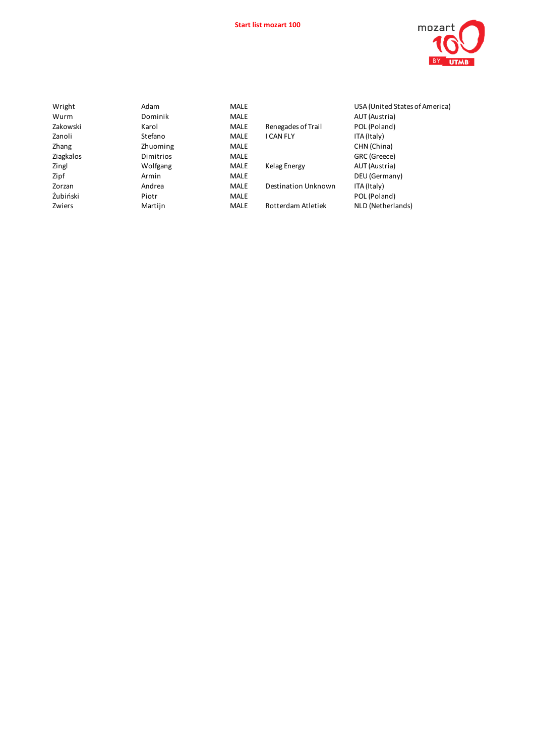Start list mozart 100

| | | | | |
|---|---|---|---|---|
| Wright | Adam | MALE | | USA (United States of America) |
| Wurm | Dominik | MALE | | AUT (Austria) |
| Zakowski | Karol | MALE | Renegades of Trail | POL (Poland) |
| Zanoli | Stefano | MALE | I CAN FLY | ITA (Italy) |
| Zhang | Zhuoming | MALE | | CHN (China) |
| Ziagkalos | Dimitrios | MALE | | GRC (Greece) |
| Zingl | Wolfgang | MALE | Kelag Energy | AUT (Austria) |
| Zipf | Armin | MALE | | DEU (Germany) |
| Zorzan | Andrea | MALE | Destination Unknown | ITA (Italy) |
| Żubiński | Piotr | MALE | | POL (Poland) |
| Zwiers | Martijn | MALE | Rotterdam Atletiek | NLD (Netherlands) |